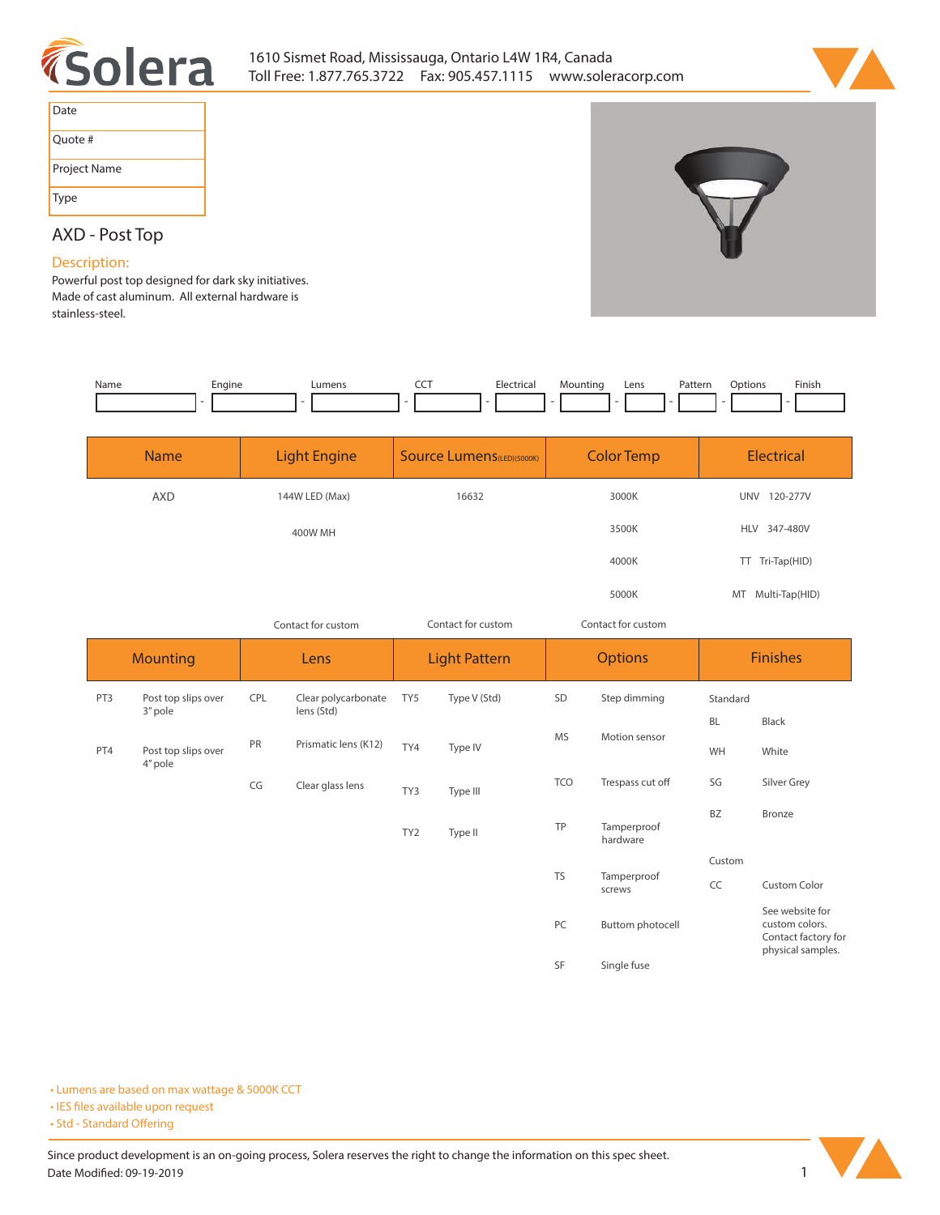Solera

1610 Sismet Road, Mississauga, Ontario L4W 1R4, Canada
Toll Free: 1.877.765.3722 Fax: 905.457.1115 www.soleracorp.com

| Date | |
|---|---|
| Quote # | |
| Project Name | |
| Type | |

# AXD - Post Top

## Description:

Powerful post top designed for dark sky initiatives. Made of cast aluminum. All external hardware is stainless-steel.

| Name | | Engine | | Lumens | | CCT | | Electrical | | Mounting | | Lens | | Pattern | | Options | | Finish |
|---|---|---|---|---|---|---|---|---|---|---|---|---|---|---|---|---|---|---|
| | - | | - | | - | | - | | - | | - | | - | | - | | - | |

| Name | Light Engine | Source Lumens(LED)(5000K) | Color Temp | Electrical |
|---|---|---|---|---|
| AXD | 144W LED (Max) | 16632 | 3000K | UNV 120-277V |
| | 400W MH | | 3500K | HLV 347-480V |
| | | | 4000K | TT Tri-Tap(HID) |
| | | | 5000K | MT Multi-Tap(HID) |
| | Contact for custom | Contact for custom | Contact for custom | |

| Mounting | | Lens | | Light Pattern | | Options | | Finishes | |
|---|---|---|---|---|---|---|---|---|---|
| PT3 | Post top slips over 3" pole | CPL | Clear polycarbonate lens (Std) | TY5 | Type V (Std) | SD | Step dimming | Standard | |
| PT4 | Post top slips over 4" pole | PR | Prismatic lens (K12) | TY4 | Type IV | MS | Motion sensor | BL | Black |
| | | CG | Clear glass lens | TY3 | Type III | TCO | Trespass cut off | WH | White |
| | | | | TY2 | Type II | TP | Tamperproof hardware | SG | Silver Grey |
| | | | | | | TS | Tamperproof screws | BZ | Bronze |
| | | | | | | PC | Buttom photocell | Custom | |
| | | | | | | SF | Single fuse | CC | Custom Color |
| | | | | | | | | | See website for custom colors. Contact factory for physical samples. |

- Lumens are based on max wattage & 5000K CCT
- IES files available upon request
- Std - Standard Offering

Since product development is an on-going process, Solera reserves the right to change the information on this spec sheet.
Date Modified: 09-19-2019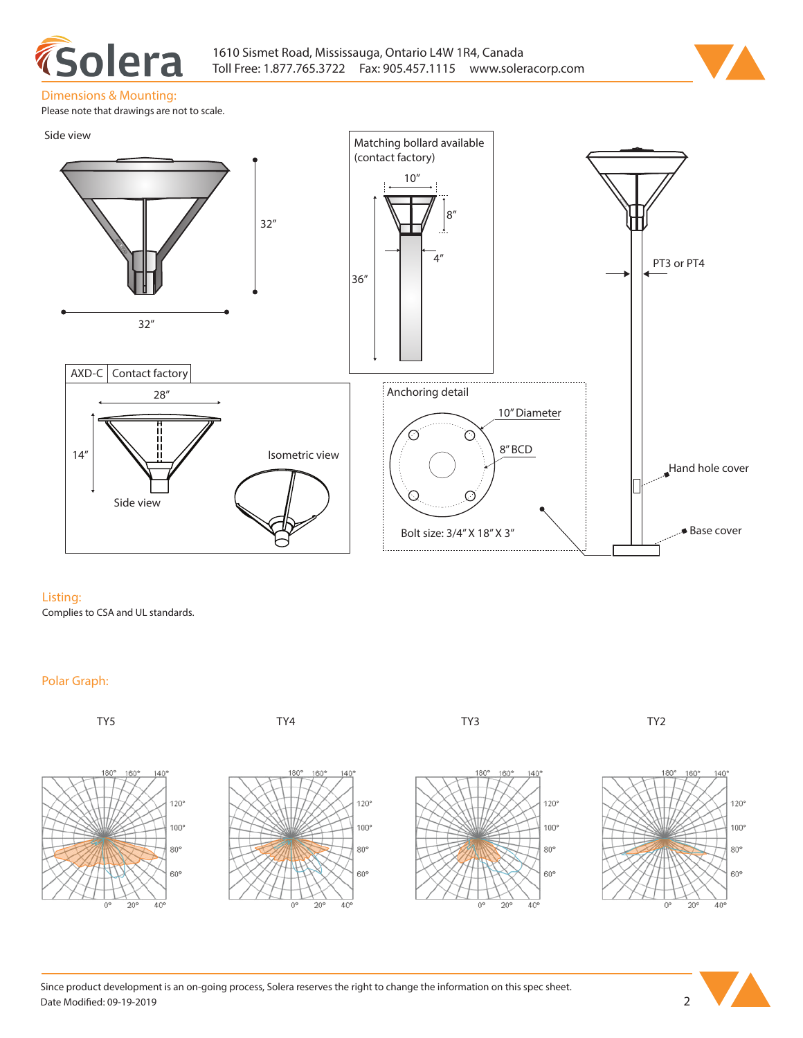1610 Sismet Road, Mississauga, Ontario L4W 1R4, Canada
Toll Free: 1.877.765.3722 Fax: 905.457.1115 www.soleracorp.com

## Dimensions & Mounting:

Please note that drawings are not to scale.

Side view

32″

32″

Matching bollard available (contact factory)

10″

8″

4″

36″

PT3 or PT4

AXD-C | Contact factory

28″

14″

Side view

Isometric view

Anchoring detail

10″ Diameter

8″ BCD

Bolt size: 3/4″ X 18″ X 3″

Hand hole cover

Base cover

## Listing:

Complies to CSA and UL standards.

## Polar Graph:

TY5

TY4

TY3

TY2

180° 160° 140°

120°

100°

80°

60°

0° 20° 40°

Since product development is an on-going process, Solera reserves the right to change the information on this spec sheet.
Date Modified: 09-19-2019